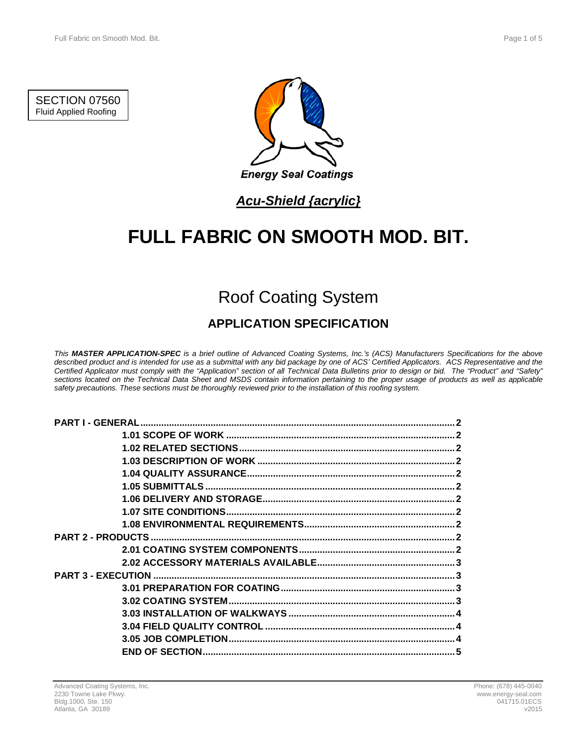SECTION 07560
Fluid Applied Roofing

Energy Seal Coatings

***Acu-Shield {acrylic}***

# FULL FABRIC ON SMOOTH MOD. BIT.

## Roof Coating System

### APPLICATION SPECIFICATION

*This **MASTER APPLICATION-SPEC** is a brief outline of Advanced Coating Systems, Inc.'s (ACS) Manufacturers Specifications for the above described product and is intended for use as a submittal with any bid package by one of ACS' Certified Applicators. ACS Representative and the Certified Applicator must comply with the "Application" section of all Technical Data Bulletins prior to design or bid. The "Product" and "Safety" sections located on the Technical Data Sheet and MSDS contain information pertaining to the proper usage of products as well as applicable safety precautions. These sections must be thoroughly reviewed prior to the installation of this roofing system.*

**PART I - GENERAL** .......... 2
- **1.01 SCOPE OF WORK** .......... 2
- **1.02 RELATED SECTIONS** .......... 2
- **1.03 DESCRIPTION OF WORK** .......... 2
- **1.04 QUALITY ASSURANCE** .......... 2
- **1.05 SUBMITTALS** .......... 2
- **1.06 DELIVERY AND STORAGE** .......... 2
- **1.07 SITE CONDITIONS** .......... 2
- **1.08 ENVIRONMENTAL REQUIREMENTS** .......... 2

**PART 2 - PRODUCTS** .......... 2
- **2.01 COATING SYSTEM COMPONENTS** .......... 2
- **2.02 ACCESSORY MATERIALS AVAILABLE** .......... 3

**PART 3 - EXECUTION** .......... 3
- **3.01 PREPARATION FOR COATING** .......... 3
- **3.02 COATING SYSTEM** .......... 3
- **3.03 INSTALLATION OF WALKWAYS** .......... 4
- **3.04 FIELD QUALITY CONTROL** .......... 4
- **3.05 JOB COMPLETION** .......... 4
- **END OF SECTION** .......... 5

Advanced Coating Systems, Inc.
2230 Towne Lake Pkwy.
Bldg.1000, Ste. 150
Atlanta, GA 30189

Phone: (678) 445-0040
www.energy-seal.com
041715.01ECS
v2015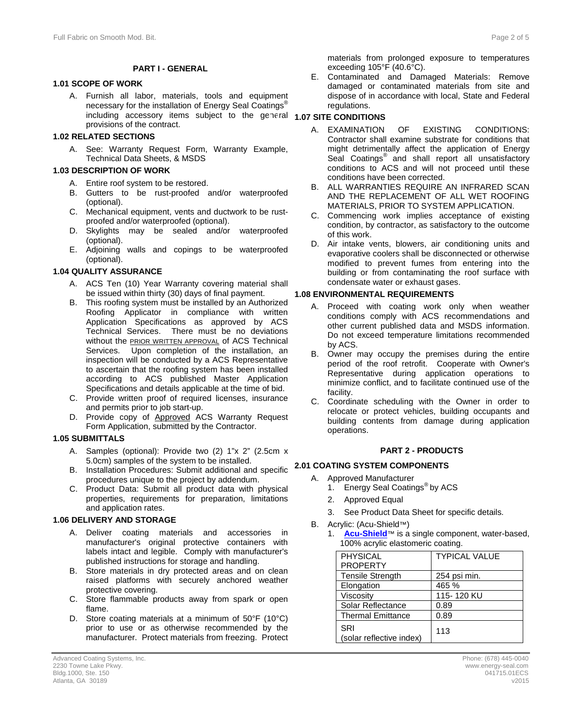## PART I - GENERAL

### 1.01 SCOPE OF WORK

A. Furnish all labor, materials, tools and equipment necessary for the installation of Energy Seal Coatings® including accessory items subject to the general provisions of the contract.

### 1.02 RELATED SECTIONS

A. See: Warranty Request Form, Warranty Example, Technical Data Sheets, & MSDS

### 1.03 DESCRIPTION OF WORK

A. Entire roof system to be restored.
B. Gutters to be rust-proofed and/or waterproofed (optional).
C. Mechanical equipment, vents and ductwork to be rust-proofed and/or waterproofed (optional).
D. Skylights may be sealed and/or waterproofed (optional).
E. Adjoining walls and copings to be waterproofed (optional).

### 1.04 QUALITY ASSURANCE

A. ACS Ten (10) Year Warranty covering material shall be issued within thirty (30) days of final payment.
B. This roofing system must be installed by an Authorized Roofing Applicator in compliance with written Application Specifications as approved by ACS Technical Services. There must be no deviations without the PRIOR WRITTEN APPROVAL of ACS Technical Services. Upon completion of the installation, an inspection will be conducted by a ACS Representative to ascertain that the roofing system has been installed according to ACS published Master Application Specifications and details applicable at the time of bid.
C. Provide written proof of required licenses, insurance and permits prior to job start-up.
D. Provide copy of Approved ACS Warranty Request Form Application, submitted by the Contractor.

### 1.05 SUBMITTALS

A. Samples (optional): Provide two (2) 1"x 2" (2.5cm x 5.0cm) samples of the system to be installed.
B. Installation Procedures: Submit additional and specific procedures unique to the project by addendum.
C. Product Data: Submit all product data with physical properties, requirements for preparation, limitations and application rates.

### 1.06 DELIVERY AND STORAGE

A. Deliver coating materials and accessories in manufacturer's original protective containers with labels intact and legible. Comply with manufacturer's published instructions for storage and handling.
B. Store materials in dry protected areas and on clean raised platforms with securely anchored weather protective covering.
C. Store flammable products away from spark or open flame.
D. Store coating materials at a minimum of 50°F (10°C) prior to use or as otherwise recommended by the manufacturer. Protect materials from freezing. Protect materials from prolonged exposure to temperatures exceeding 105°F (40.6°C).
E. Contaminated and Damaged Materials: Remove damaged or contaminated materials from site and dispose of in accordance with local, State and Federal regulations.

### 1.07 SITE CONDITIONS

A. EXAMINATION OF EXISTING CONDITIONS: Contractor shall examine substrate for conditions that might detrimentally affect the application of Energy Seal Coatings® and shall report all unsatisfactory conditions to ACS and will not proceed until these conditions have been corrected.
B. ALL WARRANTIES REQUIRE AN INFRARED SCAN AND THE REPLACEMENT OF ALL WET ROOFING MATERIALS, PRIOR TO SYSTEM APPLICATION.
C. Commencing work implies acceptance of existing condition, by contractor, as satisfactory to the outcome of this work.
D. Air intake vents, blowers, air conditioning units and evaporative coolers shall be disconnected or otherwise modified to prevent fumes from entering into the building or from contaminating the roof surface with condensate water or exhaust gases.

### 1.08 ENVIRONMENTAL REQUIREMENTS

A. Proceed with coating work only when weather conditions comply with ACS recommendations and other current published data and MSDS information. Do not exceed temperature limitations recommended by ACS.
B. Owner may occupy the premises during the entire period of the roof retrofit. Cooperate with Owner's Representative during application operations to minimize conflict, and to facilitate continued use of the facility.
C. Coordinate scheduling with the Owner in order to relocate or protect vehicles, building occupants and building contents from damage during application operations.

## PART 2 - PRODUCTS

### 2.01 COATING SYSTEM COMPONENTS

A. Approved Manufacturer
   1. Energy Seal Coatings® by ACS
   2. Approved Equal
   3. See Product Data Sheet for specific details.
B. Acrylic: (Acu-Shield™)
   1. **Acu-Shield**™ is a single component, water-based, 100% acrylic elastomeric coating.

| PHYSICAL PROPERTY | TYPICAL VALUE |
|---|---|
| Tensile Strength | 254 psi min. |
| Elongation | 465 % |
| Viscosity | 115- 120 KU |
| Solar Reflectance | 0.89 |
| Thermal Emittance | 0.89 |
| SRI (solar reflective index) | 113 |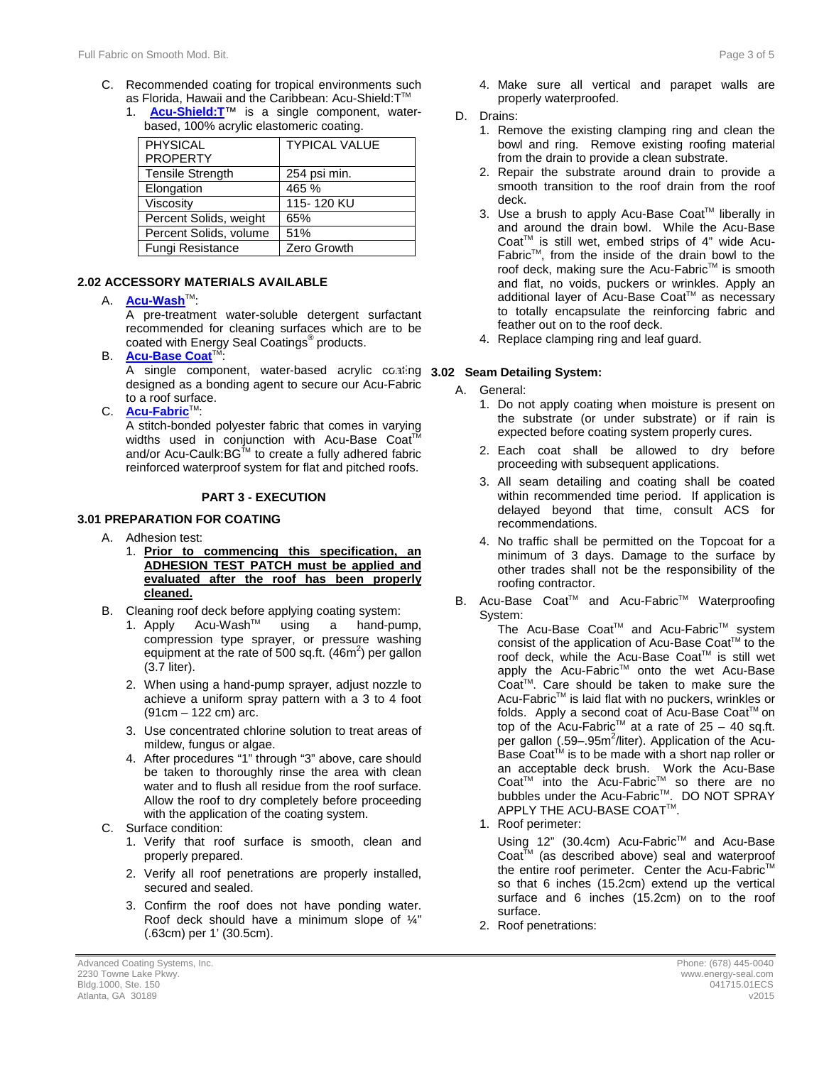C. Recommended coating for tropical environments such as Florida, Hawaii and the Caribbean: Acu-Shield:T™

1. **Acu-Shield:T**™ is a single component, water-based, 100% acrylic elastomeric coating.

| PHYSICAL PROPERTY | TYPICAL VALUE |
|---|---|
| Tensile Strength | 254 psi min. |
| Elongation | 465 % |
| Viscosity | 115- 120 KU |
| Percent Solids, weight | 65% |
| Percent Solids, volume | 51% |
| Fungi Resistance | Zero Growth |

### 2.02 ACCESSORY MATERIALS AVAILABLE

A. **Acu-Wash**™:
A pre-treatment water-soluble detergent surfactant recommended for cleaning surfaces which are to be coated with Energy Seal Coatings® products.

B. **Acu-Base Coat**™:
A single component, water-based acrylic coating designed as a bonding agent to secure our Acu-Fabric to a roof surface.

C. **Acu-Fabric**™:
A stitch-bonded polyester fabric that comes in varying widths used in conjunction with Acu-Base Coat™ and/or Acu-Caulk:BG™ to create a fully adhered fabric reinforced waterproof system for flat and pitched roofs.

## PART 3 - EXECUTION

### 3.01 PREPARATION FOR COATING

A. Adhesion test:

1. **Prior to commencing this specification, an ADHESION TEST PATCH must be applied and evaluated after the roof has been properly cleaned.**

B. Cleaning roof deck before applying coating system:

1. Apply Acu-Wash™ using a hand-pump, compression type sprayer, or pressure washing equipment at the rate of 500 sq.ft. (46m$^2$) per gallon (3.7 liter).
2. When using a hand-pump sprayer, adjust nozzle to achieve a uniform spray pattern with a 3 to 4 foot (91cm – 122 cm) arc.
3. Use concentrated chlorine solution to treat areas of mildew, fungus or algae.
4. After procedures "1" through "3" above, care should be taken to thoroughly rinse the area with clean water and to flush all residue from the roof surface. Allow the roof to dry completely before proceeding with the application of the coating system.

C. Surface condition:

1. Verify that roof surface is smooth, clean and properly prepared.
2. Verify all roof penetrations are properly installed, secured and sealed.
3. Confirm the roof does not have ponding water. Roof deck should have a minimum slope of ¼" (.63cm) per 1' (30.5cm).
4. Make sure all vertical and parapet walls are properly waterproofed.

D. Drains:

1. Remove the existing clamping ring and clean the bowl and ring. Remove existing roofing material from the drain to provide a clean substrate.
2. Repair the substrate around drain to provide a smooth transition to the roof drain from the roof deck.
3. Use a brush to apply Acu-Base Coat™ liberally in and around the drain bowl. While the Acu-Base Coat™ is still wet, embed strips of 4" wide Acu-Fabric™, from the inside of the drain bowl to the roof deck, making sure the Acu-Fabric™ is smooth and flat, no voids, puckers or wrinkles. Apply an additional layer of Acu-Base Coat™ as necessary to totally encapsulate the reinforcing fabric and feather out on to the roof deck.
4. Replace clamping ring and leaf guard.

### 3.02 Seam Detailing System:

A. General:

1. Do not apply coating when moisture is present on the substrate (or under substrate) or if rain is expected before coating system properly cures.
2. Each coat shall be allowed to dry before proceeding with subsequent applications.
3. All seam detailing and coating shall be coated within recommended time period. If application is delayed beyond that time, consult ACS for recommendations.
4. No traffic shall be permitted on the Topcoat for a minimum of 3 days. Damage to the surface by other trades shall not be the responsibility of the roofing contractor.

B. Acu-Base Coat™ and Acu-Fabric™ Waterproofing System:
The Acu-Base Coat™ and Acu-Fabric™ system consist of the application of Acu-Base Coat™ to the roof deck, while the Acu-Base Coat™ is still wet apply the Acu-Fabric™ onto the wet Acu-Base Coat™. Care should be taken to make sure the Acu-Fabric™ is laid flat with no puckers, wrinkles or folds. Apply a second coat of Acu-Base Coat™ on top of the Acu-Fabric™ at a rate of 25 – 40 sq.ft. per gallon (.59–.95m$^2$/liter). Application of the Acu-Base Coat™ is to be made with a short nap roller or an acceptable deck brush. Work the Acu-Base Coat™ into the Acu-Fabric™ so there are no bubbles under the Acu-Fabric™. DO NOT SPRAY APPLY THE ACU-BASE COAT™.

1. Roof perimeter:
Using 12" (30.4cm) Acu-Fabric™ and Acu-Base Coat™ (as described above) seal and waterproof the entire roof perimeter. Center the Acu-Fabric™ so that 6 inches (15.2cm) extend up the vertical surface and 6 inches (15.2cm) on to the roof surface.
2. Roof penetrations: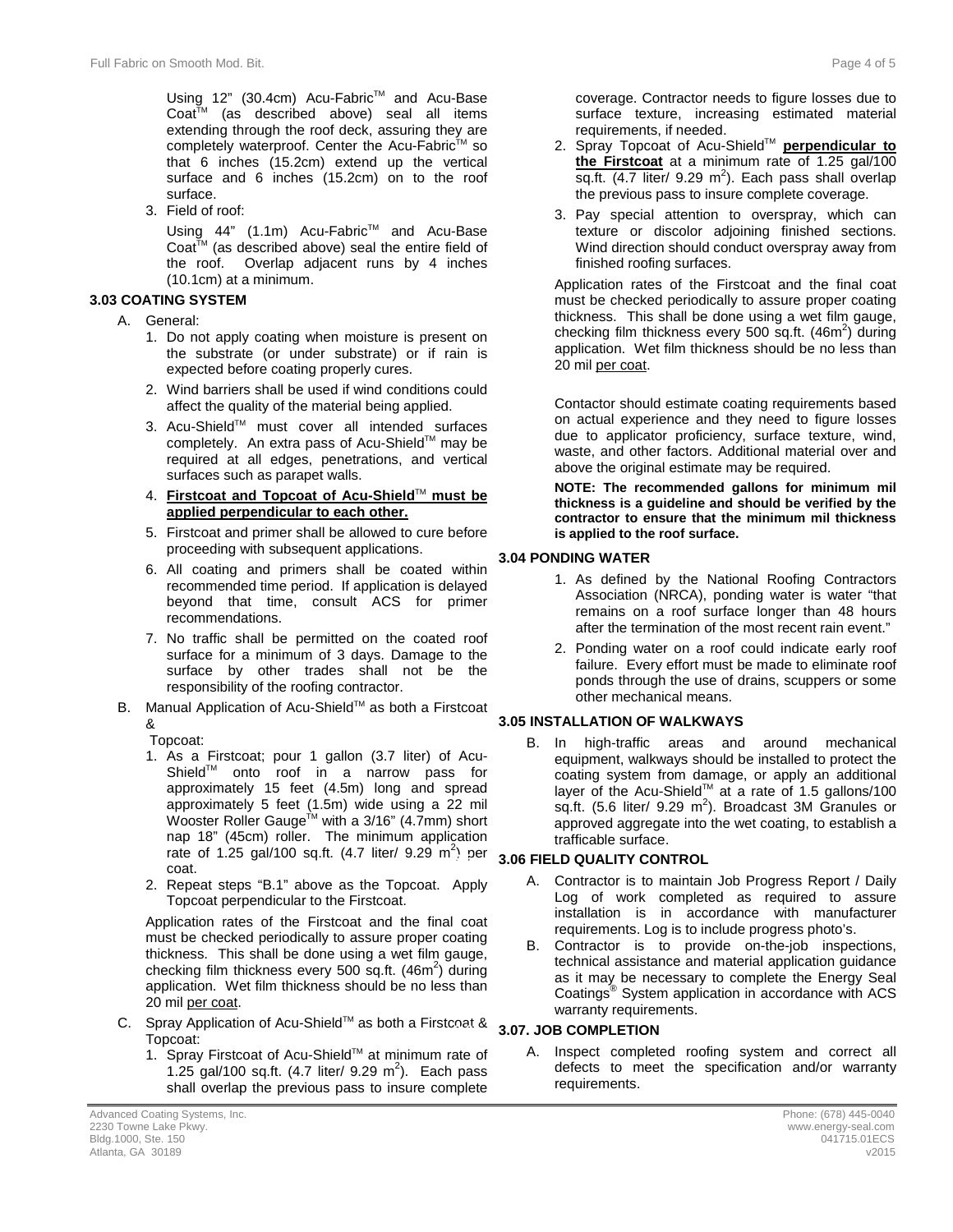Using 12" (30.4cm) Acu-Fabric™ and Acu-Base Coat™ (as described above) seal all items extending through the roof deck, assuring they are completely waterproof. Center the Acu-Fabric™ so that 6 inches (15.2cm) extend up the vertical surface and 6 inches (15.2cm) on to the roof surface.

3. Field of roof:

   Using 44" (1.1m) Acu-Fabric™ and Acu-Base Coat™ (as described above) seal the entire field of the roof. Overlap adjacent runs by 4 inches (10.1cm) at a minimum.

### 3.03 COATING SYSTEM

A. General:

1. Do not apply coating when moisture is present on the substrate (or under substrate) or if rain is expected before coating properly cures.
2. Wind barriers shall be used if wind conditions could affect the quality of the material being applied.
3. Acu-Shield™ must cover all intended surfaces completely. An extra pass of Acu-Shield™ may be required at all edges, penetrations, and vertical surfaces such as parapet walls.
4. **Firstcoat and Topcoat of Acu-Shield™ must be applied perpendicular to each other.**
5. Firstcoat and primer shall be allowed to cure before proceeding with subsequent applications.
6. All coating and primers shall be coated within recommended time period. If application is delayed beyond that time, consult ACS for primer recommendations.
7. No traffic shall be permitted on the coated roof surface for a minimum of 3 days. Damage to the surface by other trades shall not be the responsibility of the roofing contractor.

B. Manual Application of Acu-Shield™ as both a Firstcoat & Topcoat:

1. As a Firstcoat; pour 1 gallon (3.7 liter) of Acu-Shield™ onto roof in a narrow pass for approximately 15 feet (4.5m) long and spread approximately 5 feet (1.5m) wide using a 22 mil Wooster Roller Gauge™ with a 3/16" (4.7mm) short nap 18" (45cm) roller. The minimum application rate of 1.25 gal/100 sq.ft. (4.7 liter/ 9.29 $m^2$) per coat.
2. Repeat steps "B.1" above as the Topcoat. Apply Topcoat perpendicular to the Firstcoat.

Application rates of the Firstcoat and the final coat must be checked periodically to assure proper coating thickness. This shall be done using a wet film gauge, checking film thickness every 500 sq.ft. (46$m^2$) during application. Wet film thickness should be no less than 20 mil per coat.

C. Spray Application of Acu-Shield™ as both a Firstcoat & Topcoat:

1. Spray Firstcoat of Acu-Shield™ at minimum rate of 1.25 gal/100 sq.ft. (4.7 liter/ 9.29 $m^2$). Each pass shall overlap the previous pass to insure complete coverage. Contractor needs to figure losses due to surface texture, increasing estimated material requirements, if needed.
2. Spray Topcoat of Acu-Shield™ **perpendicular to the Firstcoat** at a minimum rate of 1.25 gal/100 sq.ft. (4.7 liter/ 9.29 $m^2$). Each pass shall overlap the previous pass to insure complete coverage.
3. Pay special attention to overspray, which can texture or discolor adjoining finished sections. Wind direction should conduct overspray away from finished roofing surfaces.

Application rates of the Firstcoat and the final coat must be checked periodically to assure proper coating thickness. This shall be done using a wet film gauge, checking film thickness every 500 sq.ft. (46$m^2$) during application. Wet film thickness should be no less than 20 mil per coat.

Contactor should estimate coating requirements based on actual experience and they need to figure losses due to applicator proficiency, surface texture, wind, waste, and other factors. Additional material over and above the original estimate may be required.

**NOTE: The recommended gallons for minimum mil thickness is a guideline and should be verified by the contractor to ensure that the minimum mil thickness is applied to the roof surface.**

### 3.04 PONDING WATER

1. As defined by the National Roofing Contractors Association (NRCA), ponding water is water "that remains on a roof surface longer than 48 hours after the termination of the most recent rain event."
2. Ponding water on a roof could indicate early roof failure. Every effort must be made to eliminate roof ponds through the use of drains, scuppers or some other mechanical means.

### 3.05 INSTALLATION OF WALKWAYS

B. In high-traffic areas and around mechanical equipment, walkways should be installed to protect the coating system from damage, or apply an additional layer of the Acu-Shield™ at a rate of 1.5 gallons/100 sq.ft. (5.6 liter/ 9.29 $m^2$). Broadcast 3M Granules or approved aggregate into the wet coating, to establish a trafficable surface.

### 3.06 FIELD QUALITY CONTROL

A. Contractor is to maintain Job Progress Report / Daily Log of work completed as required to assure installation is in accordance with manufacturer requirements. Log is to include progress photo's.

B. Contractor is to provide on-the-job inspections, technical assistance and material application guidance as it may be necessary to complete the Energy Seal Coatings® System application in accordance with ACS warranty requirements.

### 3.07. JOB COMPLETION

A. Inspect completed roofing system and correct all defects to meet the specification and/or warranty requirements.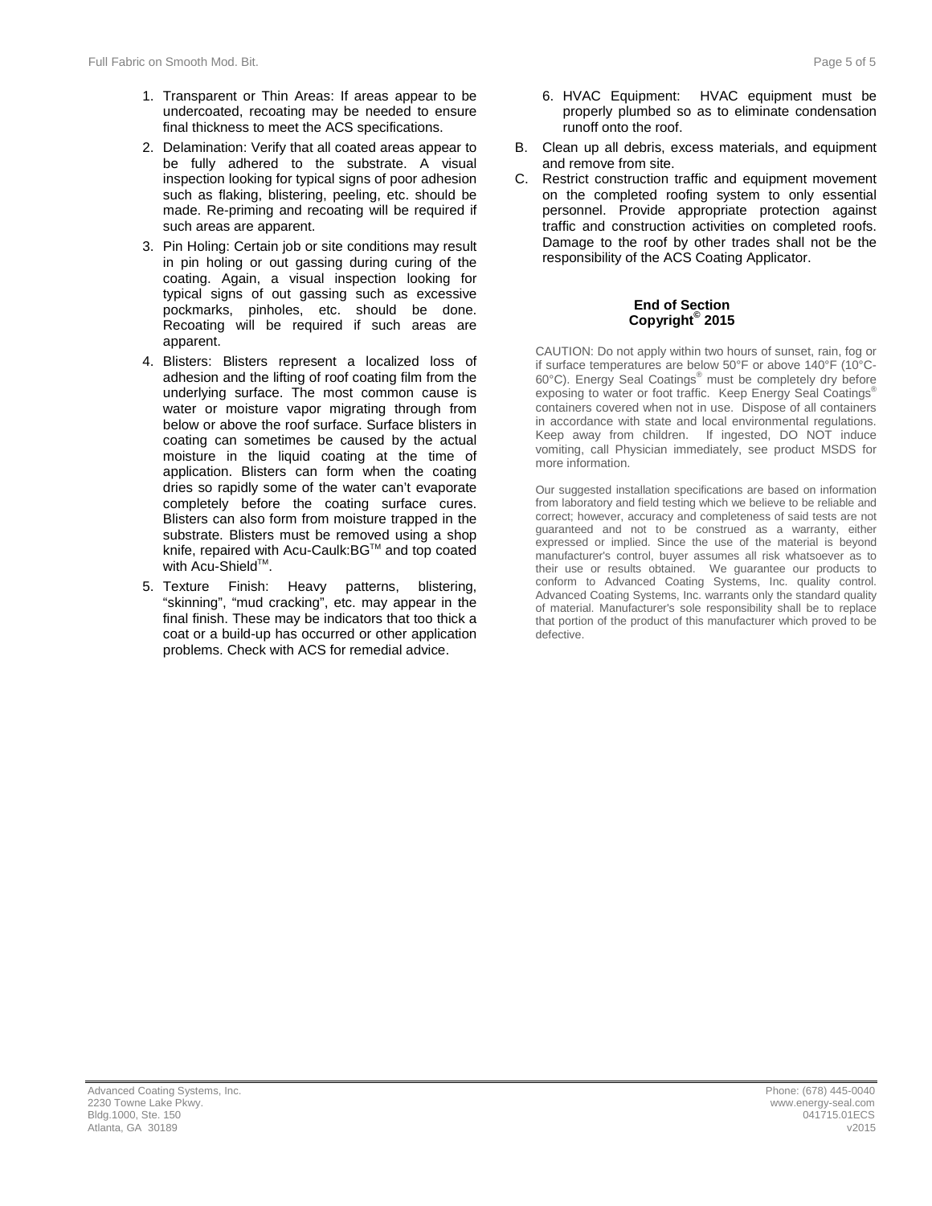1. Transparent or Thin Areas: If areas appear to be undercoated, recoating may be needed to ensure final thickness to meet the ACS specifications.
2. Delamination: Verify that all coated areas appear to be fully adhered to the substrate. A visual inspection looking for typical signs of poor adhesion such as flaking, blistering, peeling, etc. should be made. Re-priming and recoating will be required if such areas are apparent.
3. Pin Holing: Certain job or site conditions may result in pin holing or out gassing during curing of the coating. Again, a visual inspection looking for typical signs of out gassing such as excessive pockmarks, pinholes, etc. should be done. Recoating will be required if such areas are apparent.
4. Blisters: Blisters represent a localized loss of adhesion and the lifting of roof coating film from the underlying surface. The most common cause is water or moisture vapor migrating through from below or above the roof surface. Surface blisters in coating can sometimes be caused by the actual moisture in the liquid coating at the time of application. Blisters can form when the coating dries so rapidly some of the water can't evaporate completely before the coating surface cures. Blisters can also form from moisture trapped in the substrate. Blisters must be removed using a shop knife, repaired with Acu-Caulk:BG™ and top coated with Acu-Shield™.
5. Texture Finish: Heavy patterns, blistering, "skinning", "mud cracking", etc. may appear in the final finish. These may be indicators that too thick a coat or a build-up has occurred or other application problems. Check with ACS for remedial advice.
6. HVAC Equipment: HVAC equipment must be properly plumbed so as to eliminate condensation runoff onto the roof.

B. Clean up all debris, excess materials, and equipment and remove from site.

C. Restrict construction traffic and equipment movement on the completed roofing system to only essential personnel. Provide appropriate protection against traffic and construction activities on completed roofs. Damage to the roof by other trades shall not be the responsibility of the ACS Coating Applicator.

**End of Section**
**Copyright© 2015**

CAUTION: Do not apply within two hours of sunset, rain, fog or if surface temperatures are below 50°F or above 140°F (10°C-60°C). Energy Seal Coatings® must be completely dry before exposing to water or foot traffic. Keep Energy Seal Coatings® containers covered when not in use. Dispose of all containers in accordance with state and local environmental regulations. Keep away from children. If ingested, DO NOT induce vomiting, call Physician immediately, see product MSDS for more information.

Our suggested installation specifications are based on information from laboratory and field testing which we believe to be reliable and correct; however, accuracy and completeness of said tests are not guaranteed and not to be construed as a warranty, either expressed or implied. Since the use of the material is beyond manufacturer's control, buyer assumes all risk whatsoever as to their use or results obtained. We guarantee our products to conform to Advanced Coating Systems, Inc. quality control. Advanced Coating Systems, Inc. warrants only the standard quality of material. Manufacturer's sole responsibility shall be to replace that portion of the product of this manufacturer which proved to be defective.